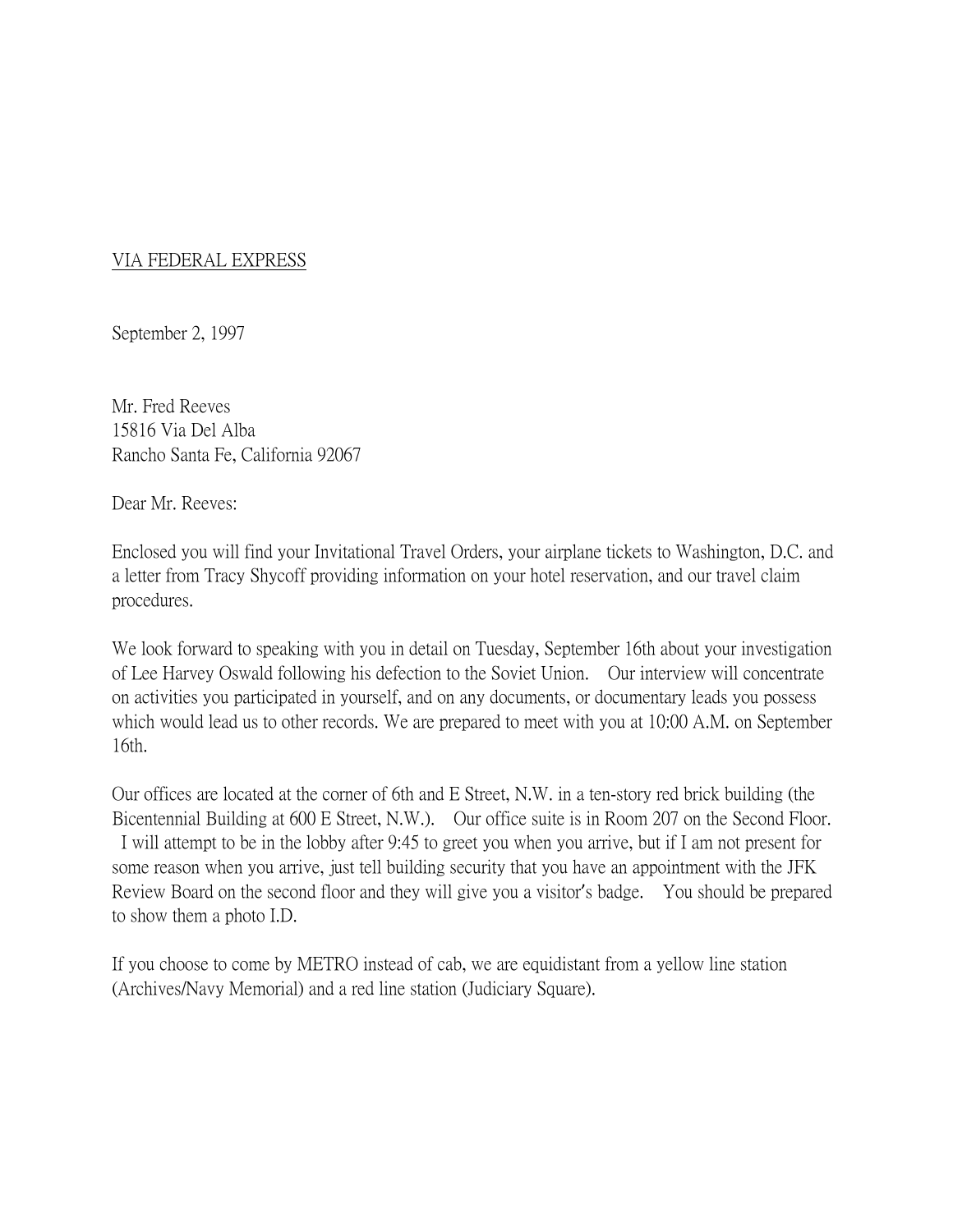VIA FEDERAL EXPRESS

September 2, 1997

Mr. Fred Reeves
15816 Via Del Alba
Rancho Santa Fe, California 92067

Dear Mr. Reeves:

Enclosed you will find your Invitational Travel Orders, your airplane tickets to Washington, D.C. and a letter from Tracy Shycoff providing information on your hotel reservation, and our travel claim procedures.

We look forward to speaking with you in detail on Tuesday, September 16th about your investigation of Lee Harvey Oswald following his defection to the Soviet Union. Our interview will concentrate on activities you participated in yourself, and on any documents, or documentary leads you possess which would lead us to other records. We are prepared to meet with you at 10:00 A.M. on September 16th.

Our offices are located at the corner of 6th and E Street, N.W. in a ten-story red brick building (the Bicentennial Building at 600 E Street, N.W.). Our office suite is in Room 207 on the Second Floor. I will attempt to be in the lobby after 9:45 to greet you when you arrive, but if I am not present for some reason when you arrive, just tell building security that you have an appointment with the JFK Review Board on the second floor and they will give you a visitor's badge. You should be prepared to show them a photo I.D.

If you choose to come by METRO instead of cab, we are equidistant from a yellow line station (Archives/Navy Memorial) and a red line station (Judiciary Square).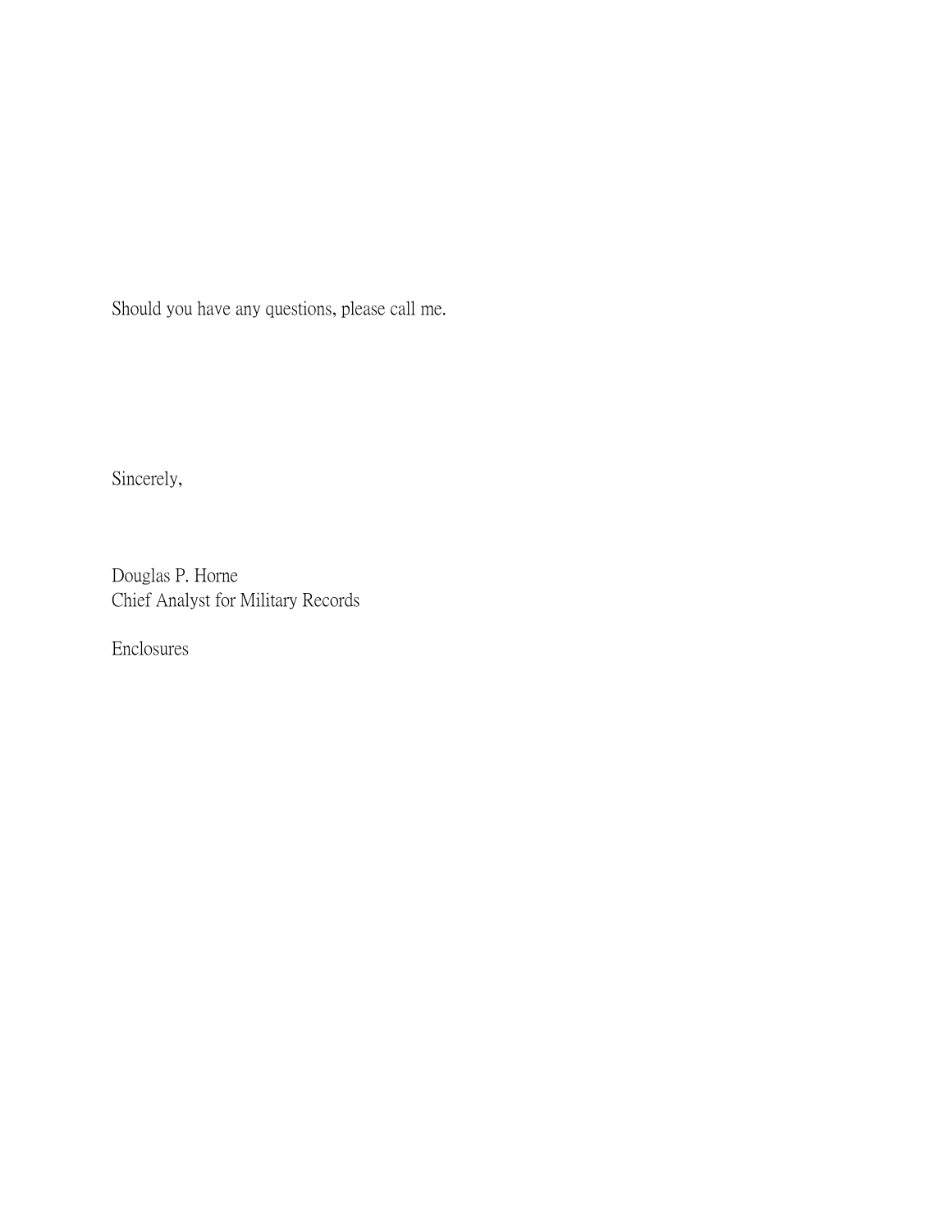Should you have any questions, please call me.

Sincerely,

Douglas P. Horne
Chief Analyst for Military Records

Enclosures